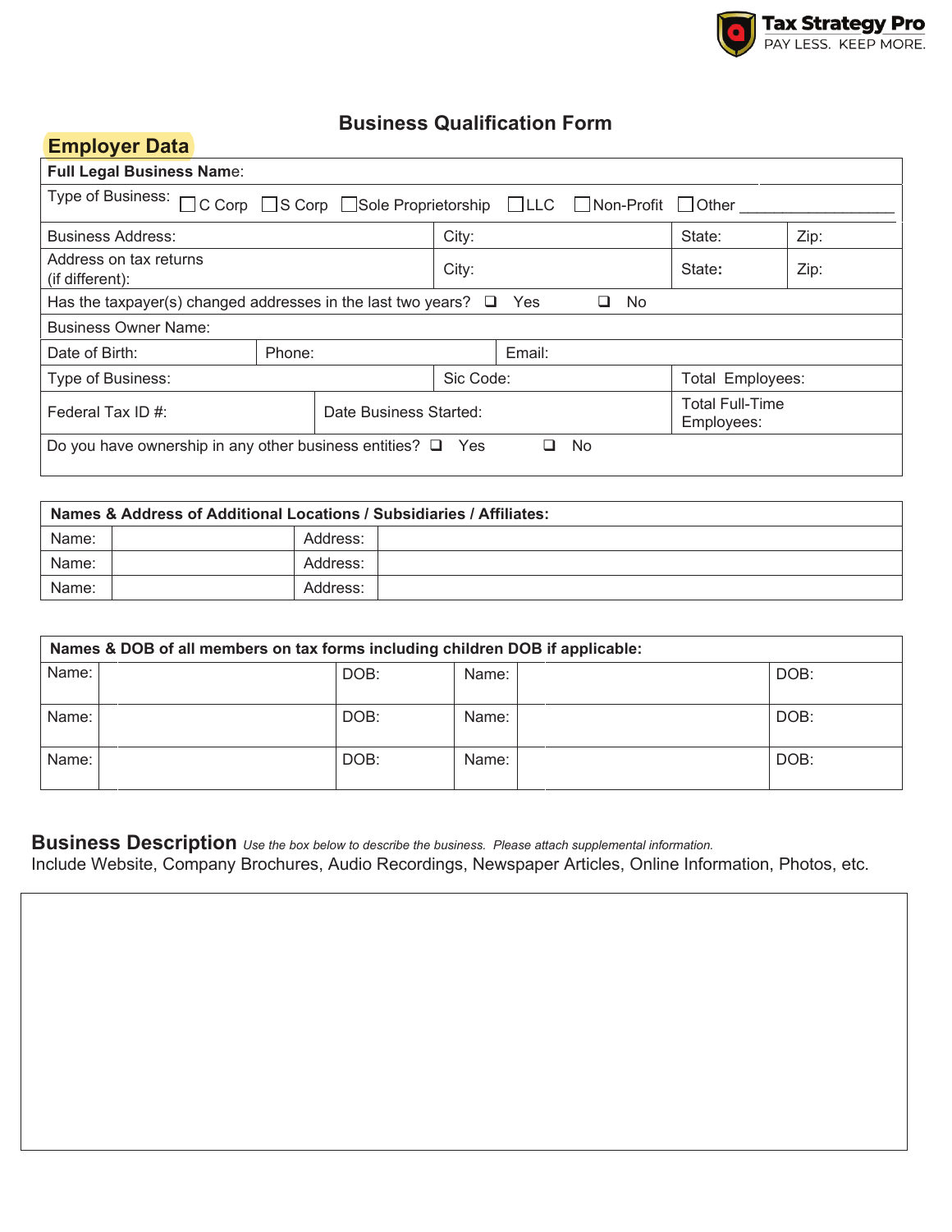Tax Strategy Pro
PAY LESS. KEEP MORE.

# Business Qualification Form

## Employer Data

| | | | | |
|---|---|---|---|---|
| **Full Legal Business Name:** | | | | |
| Type of Business: ☐ C Corp ☐ S Corp ☐ Sole Proprietorship ☐ LLC ☐ Non-Profit ☐ Other _______________ | | | | |
| Business Address: | City: | | State: | Zip: |
| Address on tax returns (if different): | City: | | State: | Zip: |
| Has the taxpayer(s) changed addresses in the last two years? ☐ Yes ☐ No | | | | |
| Business Owner Name: | | | | |
| Date of Birth: | Phone: | Email: | | |
| Type of Business: | Sic Code: | | Total Employees: | |
| Federal Tax ID #: | Date Business Started: | | Total Full-Time Employees: | |
| Do you have ownership in any other business entities? ☐ Yes ☐ No | | | | |

| **Names & Address of Additional Locations / Subsidiaries / Affiliates:** | | | |
|---|---|---|---|
| Name: | | Address: | |
| Name: | | Address: | |
| Name: | | Address: | |

| **Names & DOB of all members on tax forms including children DOB if applicable:** | | | | | |
|---|---|---|---|---|---|
| Name: | | DOB: | Name: | | DOB: |
| Name: | | DOB: | Name: | | DOB: |
| Name: | | DOB: | Name: | | DOB: |

**Business Description** *Use the box below to describe the business. Please attach supplemental information.*
Include Website, Company Brochures, Audio Recordings, Newspaper Articles, Online Information, Photos, etc.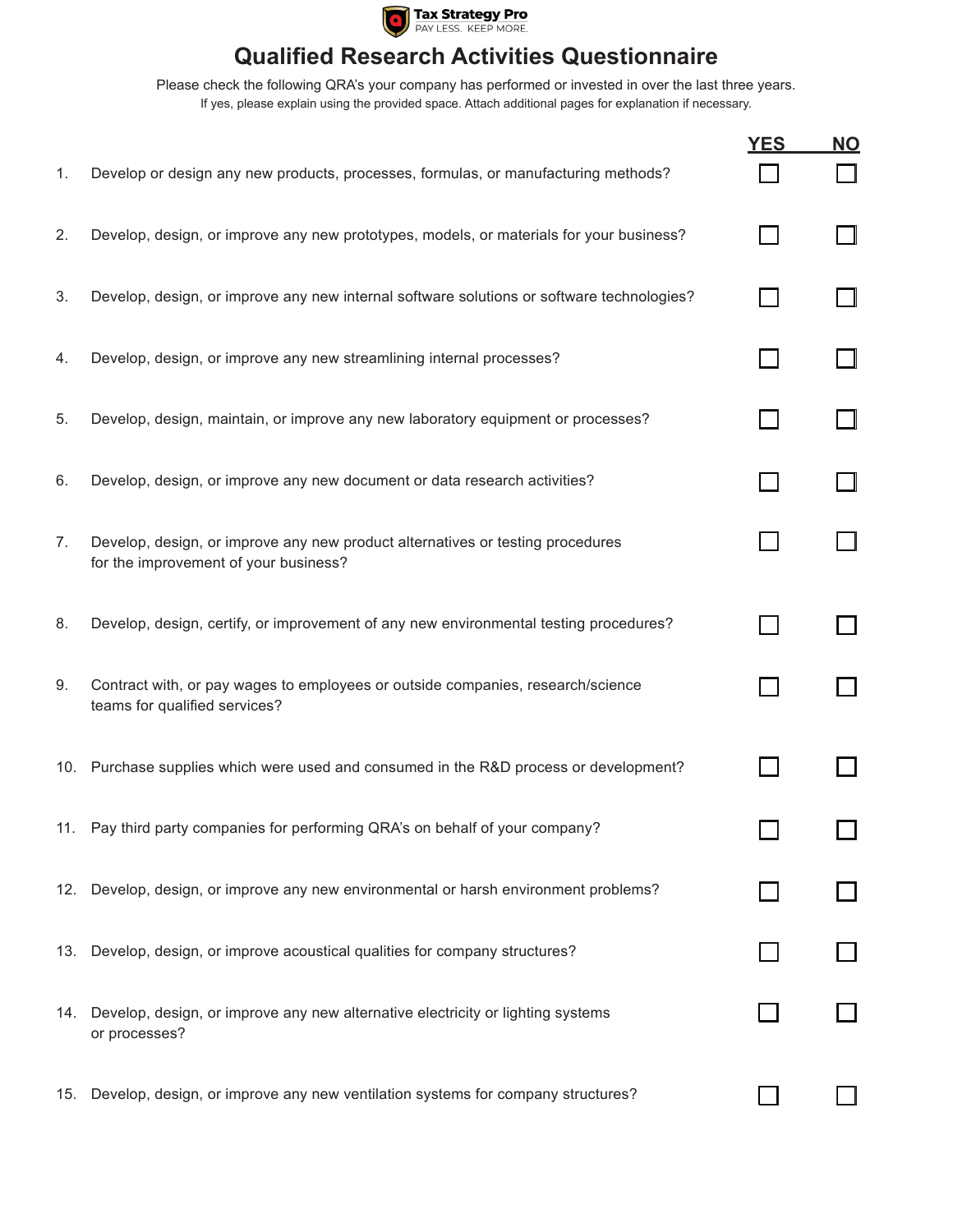Tax Strategy Pro
PAY LESS. KEEP MORE.

# Qualified Research Activities Questionnaire

Please check the following QRA's your company has performed or invested in over the last three years.
If yes, please explain using the provided space. Attach additional pages for explanation if necessary.

| # | Question | YES | NO |
|---|---|---|---|
| 1. | Develop or design any new products, processes, formulas, or manufacturing methods? | ☐ | ☐ |
| 2. | Develop, design, or improve any new prototypes, models, or materials for your business? | ☐ | ☐ |
| 3. | Develop, design, or improve any new internal software solutions or software technologies? | ☐ | ☐ |
| 4. | Develop, design, or improve any new streamlining internal processes? | ☐ | ☐ |
| 5. | Develop, design, maintain, or improve any new laboratory equipment or processes? | ☐ | ☐ |
| 6. | Develop, design, or improve any new document or data research activities? | ☐ | ☐ |
| 7. | Develop, design, or improve any new product alternatives or testing procedures for the improvement of your business? | ☐ | ☐ |
| 8. | Develop, design, certify, or improvement of any new environmental testing procedures? | ☐ | ☐ |
| 9. | Contract with, or pay wages to employees or outside companies, research/science teams for qualified services? | ☐ | ☐ |
| 10. | Purchase supplies which were used and consumed in the R&D process or development? | ☐ | ☐ |
| 11. | Pay third party companies for performing QRA's on behalf of your company? | ☐ | ☐ |
| 12. | Develop, design, or improve any new environmental or harsh environment problems? | ☐ | ☐ |
| 13. | Develop, design, or improve acoustical qualities for company structures? | ☐ | ☐ |
| 14. | Develop, design, or improve any new alternative electricity or lighting systems or processes? | ☐ | ☐ |
| 15. | Develop, design, or improve any new ventilation systems for company structures? | ☐ | ☐ |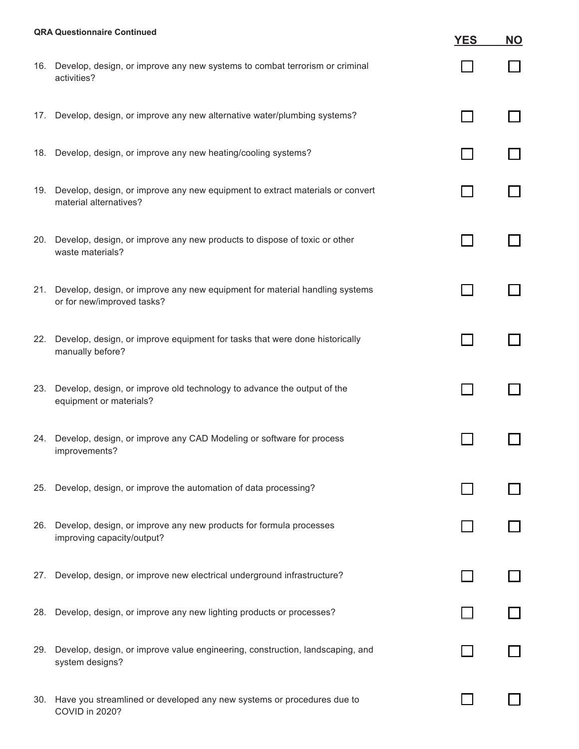**QRA Questionnaire Continued**

| | | YES | NO |
|---|---|---|---|
| 16. | Develop, design, or improve any new systems to combat terrorism or criminal activities? | ☐ | ☐ |
| 17. | Develop, design, or improve any new alternative water/plumbing systems? | ☐ | ☐ |
| 18. | Develop, design, or improve any new heating/cooling systems? | ☐ | ☐ |
| 19. | Develop, design, or improve any new equipment to extract materials or convert material alternatives? | ☐ | ☐ |
| 20. | Develop, design, or improve any new products to dispose of toxic or other waste materials? | ☐ | ☐ |
| 21. | Develop, design, or improve any new equipment for material handling systems or for new/improved tasks? | ☐ | ☐ |
| 22. | Develop, design, or improve equipment for tasks that were done historically manually before? | ☐ | ☐ |
| 23. | Develop, design, or improve old technology to advance the output of the equipment or materials? | ☐ | ☐ |
| 24. | Develop, design, or improve any CAD Modeling or software for process improvements? | ☐ | ☐ |
| 25. | Develop, design, or improve the automation of data processing? | ☐ | ☐ |
| 26. | Develop, design, or improve any new products for formula processes improving capacity/output? | ☐ | ☐ |
| 27. | Develop, design, or improve new electrical underground infrastructure? | ☐ | ☐ |
| 28. | Develop, design, or improve any new lighting products or processes? | ☐ | ☐ |
| 29. | Develop, design, or improve value engineering, construction, landscaping, and system designs? | ☐ | ☐ |
| 30. | Have you streamlined or developed any new systems or procedures due to COVID in 2020? | ☐ | ☐ |